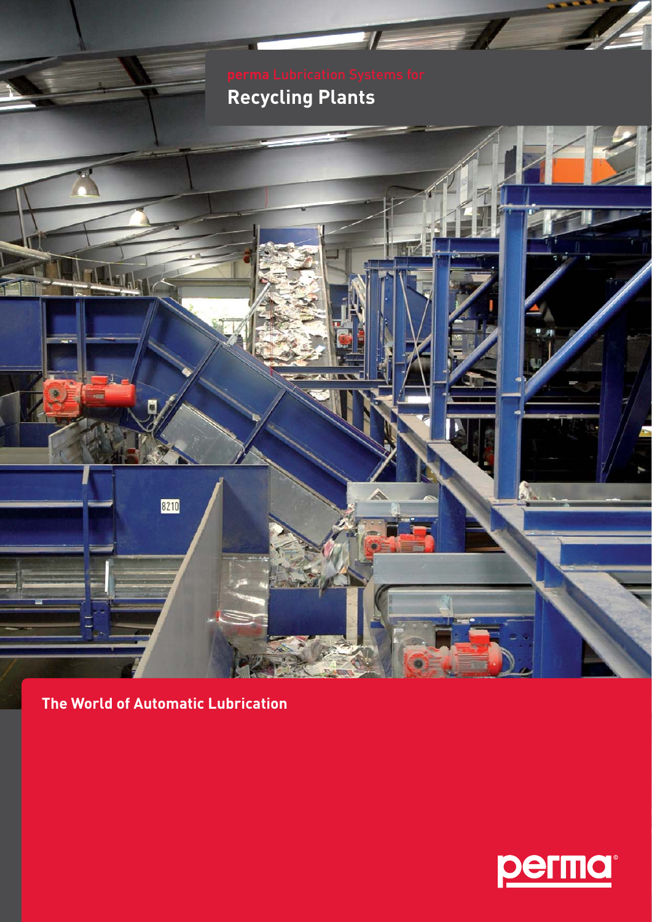perma Lubrication Systems for

# Recycling Plants

**The World of Automatic Lubrication**

perma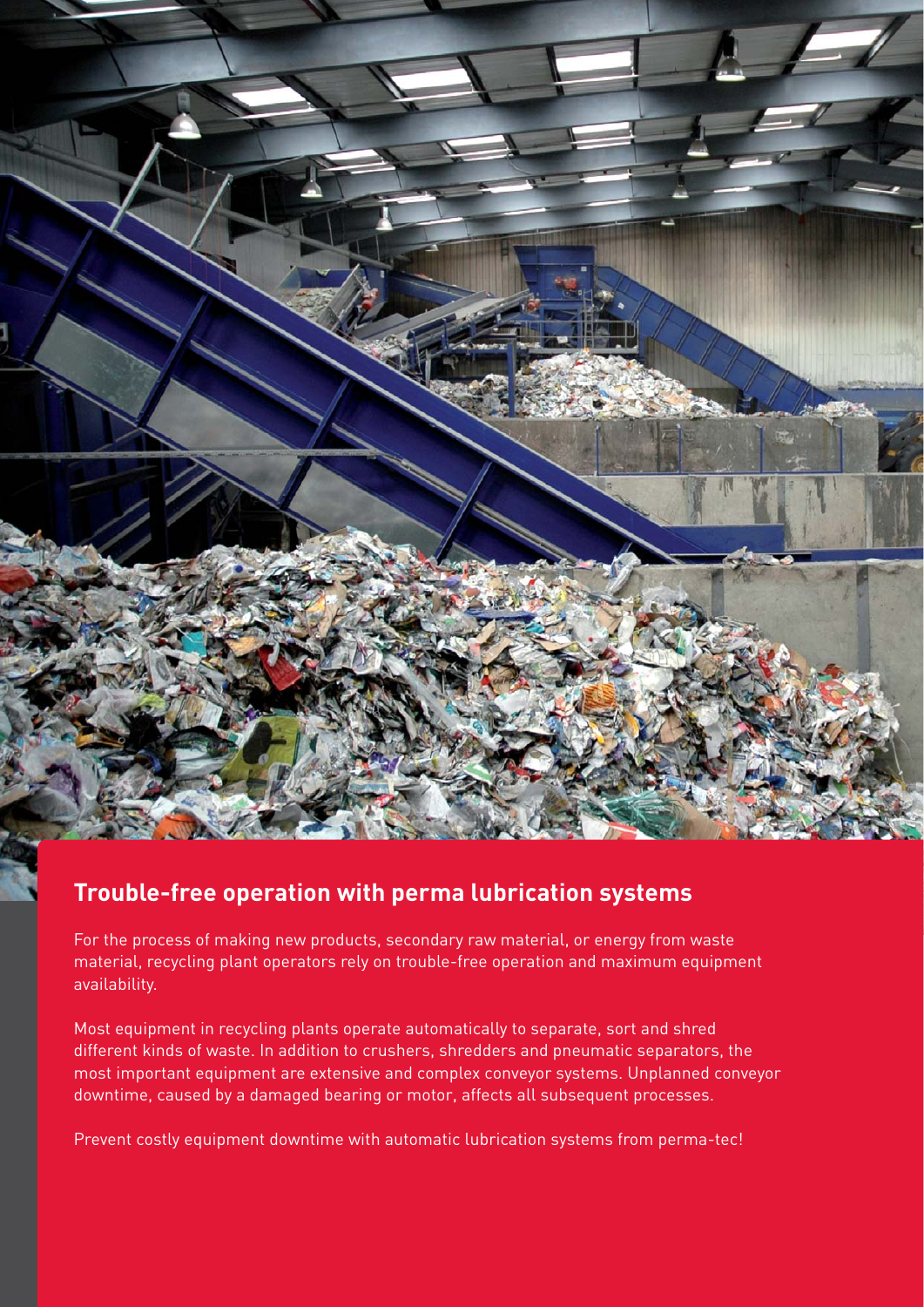## Trouble-free operation with perma lubrication systems

For the process of making new products, secondary raw material, or energy from waste material, recycling plant operators rely on trouble-free operation and maximum equipment availability.

Most equipment in recycling plants operate automatically to separate, sort and shred different kinds of waste. In addition to crushers, shredders and pneumatic separators, the most important equipment are extensive and complex conveyor systems. Unplanned conveyor downtime, caused by a damaged bearing or motor, affects all subsequent processes.

Prevent costly equipment downtime with automatic lubrication systems from perma-tec!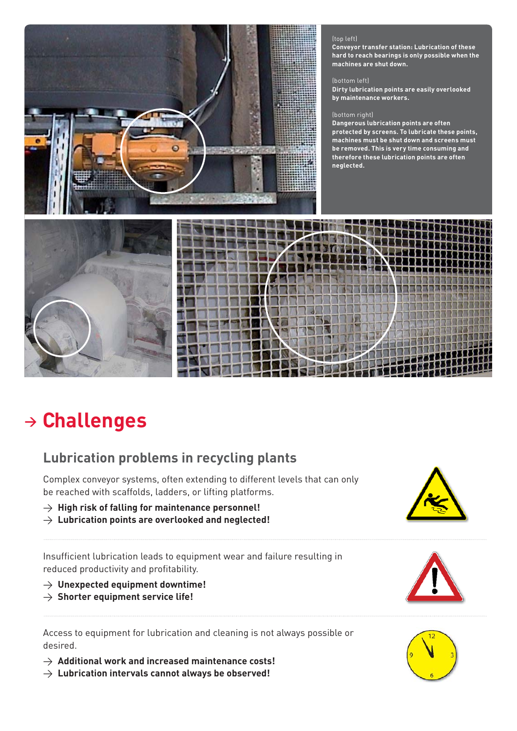(top left)
**Conveyor transfer station: Lubrication of these hard to reach bearings is only possible when the machines are shut down.**

(bottom left)
**Dirty lubrication points are easily overlooked by maintenance workers.**

(bottom right)
**Dangerous lubrication points are often protected by screens. To lubricate these points, machines must be shut down and screens must be removed. This is very time consuming and therefore these lubrication points are often neglected.**

# → Challenges

## Lubrication problems in recycling plants

Complex conveyor systems, often extending to different levels that can only be reached with scaffolds, ladders, or lifting platforms.

- → **High risk of falling for maintenance personnel!**
- → **Lubrication points are overlooked and neglected!**

Insufficient lubrication leads to equipment wear and failure resulting in reduced productivity and profitability.

- → **Unexpected equipment downtime!**
- → **Shorter equipment service life!**

Access to equipment for lubrication and cleaning is not always possible or desired.

- → **Additional work and increased maintenance costs!**
- → **Lubrication intervals cannot always be observed!**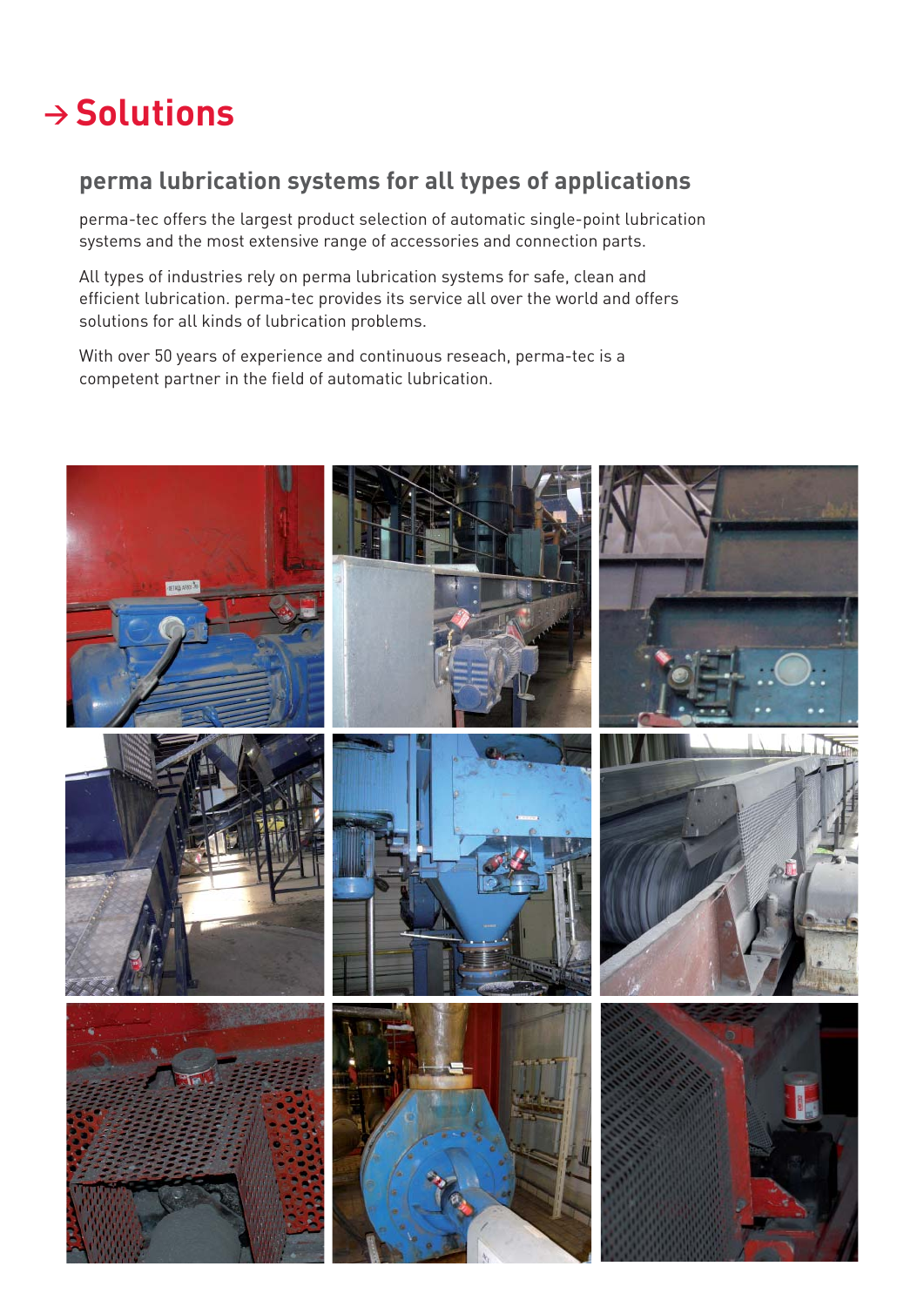# → Solutions

## perma lubrication systems for all types of applications

perma-tec offers the largest product selection of automatic single-point lubrication systems and the most extensive range of accessories and connection parts.

All types of industries rely on perma lubrication systems for safe, clean and efficient lubrication. perma-tec provides its service all over the world and offers solutions for all kinds of lubrication problems.

With over 50 years of experience and continuous reseach, perma-tec is a competent partner in the field of automatic lubrication.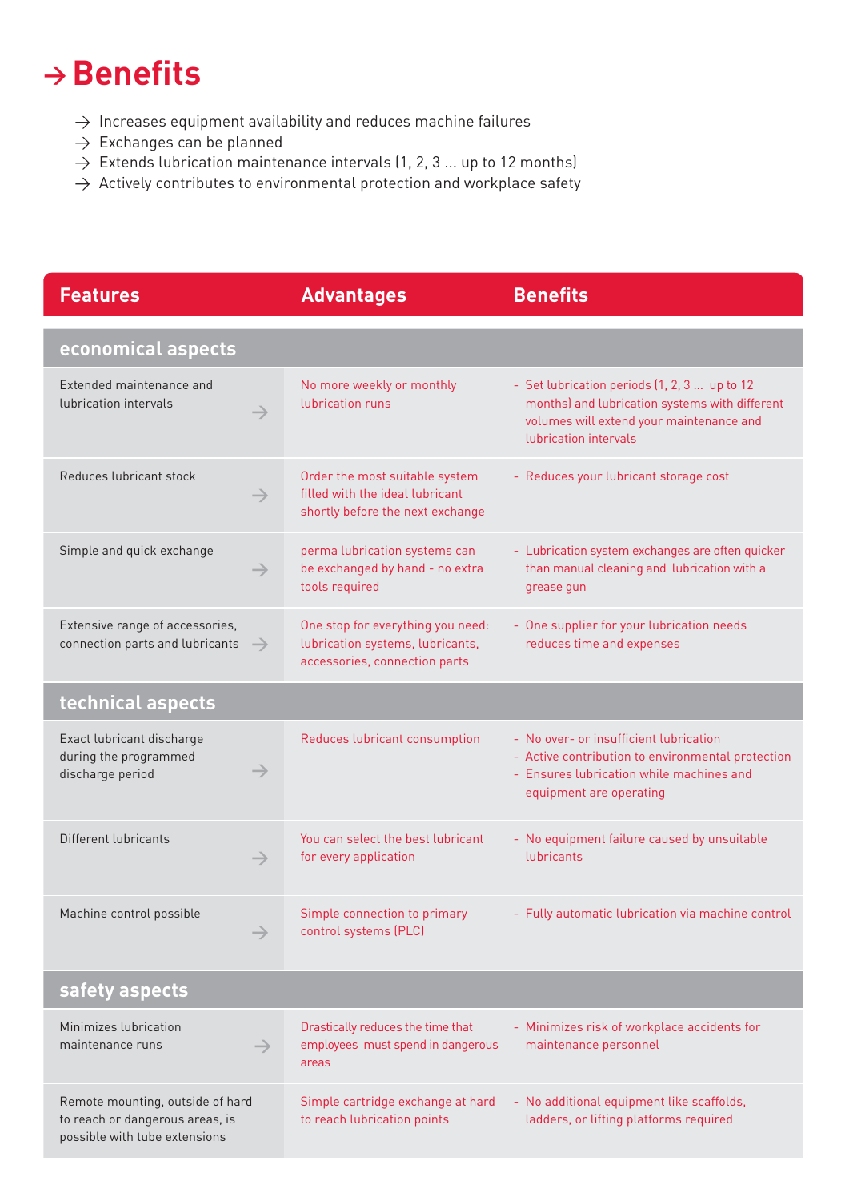# → Benefits

- → Increases equipment availability and reduces machine failures
- → Exchanges can be planned
- → Extends lubrication maintenance intervals (1, 2, 3 ... up to 12 months)
- → Actively contributes to environmental protection and workplace safety

| Features | | Advantages | Benefits |
|---|---|---|---|
| **economical aspects** | | | |
| Extended maintenance and lubrication intervals | → | No more weekly or monthly lubrication runs | - Set lubrication periods (1, 2, 3 ... up to 12 months) and lubrication systems with different volumes will extend your maintenance and lubrication intervals |
| Reduces lubricant stock | → | Order the most suitable system filled with the ideal lubricant shortly before the next exchange | - Reduces your lubricant storage cost |
| Simple and quick exchange | → | perma lubrication systems can be exchanged by hand - no extra tools required | - Lubrication system exchanges are often quicker than manual cleaning and lubrication with a grease gun |
| Extensive range of accessories, connection parts and lubricants | → | One stop for everything you need: lubrication systems, lubricants, accessories, connection parts | - One supplier for your lubrication needs reduces time and expenses |
| **technical aspects** | | | |
| Exact lubricant discharge during the programmed discharge period | → | Reduces lubricant consumption | - No over- or insufficient lubrication<br>- Active contribution to environmental protection<br>- Ensures lubrication while machines and equipment are operating |
| Different lubricants | → | You can select the best lubricant for every application | - No equipment failure caused by unsuitable lubricants |
| Machine control possible | → | Simple connection to primary control systems (PLC) | - Fully automatic lubrication via machine control |
| **safety aspects** | | | |
| Minimizes lubrication maintenance runs | → | Drastically reduces the time that employees must spend in dangerous areas | - Minimizes risk of workplace accidents for maintenance personnel |
| Remote mounting, outside of hard to reach or dangerous areas, is possible with tube extensions | | Simple cartridge exchange at hard to reach lubrication points | - No additional equipment like scaffolds, ladders, or lifting platforms required |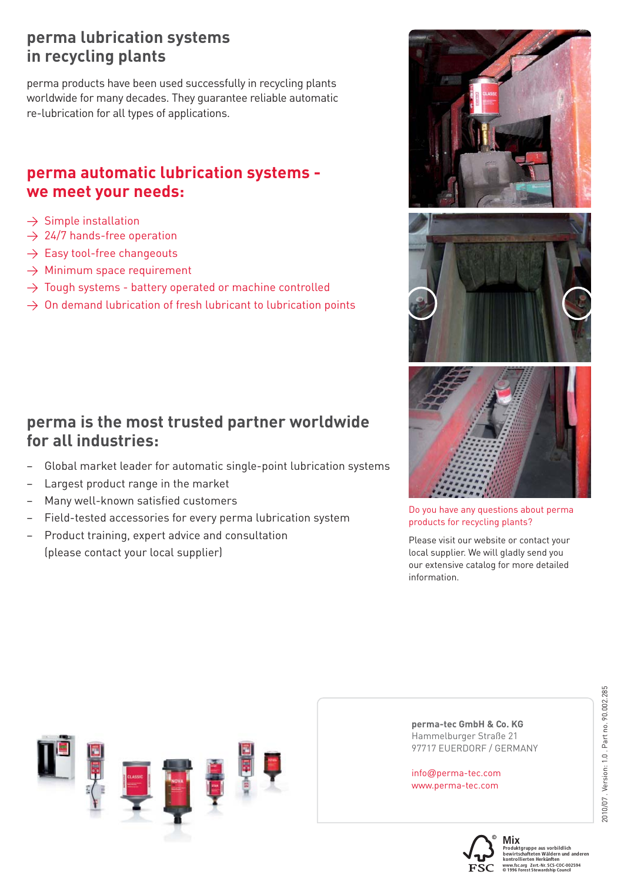## perma lubrication systems in recycling plants

perma products have been used successfully in recycling plants worldwide for many decades. They guarantee reliable automatic re-lubrication for all types of applications.

## perma automatic lubrication systems - we meet your needs:

- → Simple installation
- → 24/7 hands-free operation
- → Easy tool-free changeouts
- → Minimum space requirement
- → Tough systems - battery operated or machine controlled
- → On demand lubrication of fresh lubricant to lubrication points

## perma is the most trusted partner worldwide for all industries:

- Global market leader for automatic single-point lubrication systems
- Largest product range in the market
- Many well-known satisfied customers
- Field-tested accessories for every perma lubrication system
- Product training, expert advice and consultation (please contact your local supplier)

Do you have any questions about perma products for recycling plants?

Please visit our website or contact your local supplier. We will gladly send you our extensive catalog for more detailed information.

**perma-tec GmbH & Co. KG**
Hammelburger Straße 21
97717 EUERDORF / GERMANY

info@perma-tec.com
www.perma-tec.com

2010/07 . Version: 1.0 . Part no. 90.002.285

FSC Mix
Produktgruppe aus vorbildlich bewirtschafteten Wäldern und anderen kontrollierten Herkünften
www.fsc.org Zert.-Nr. SCS-COC-002594
© 1996 Forest Stewardship Council